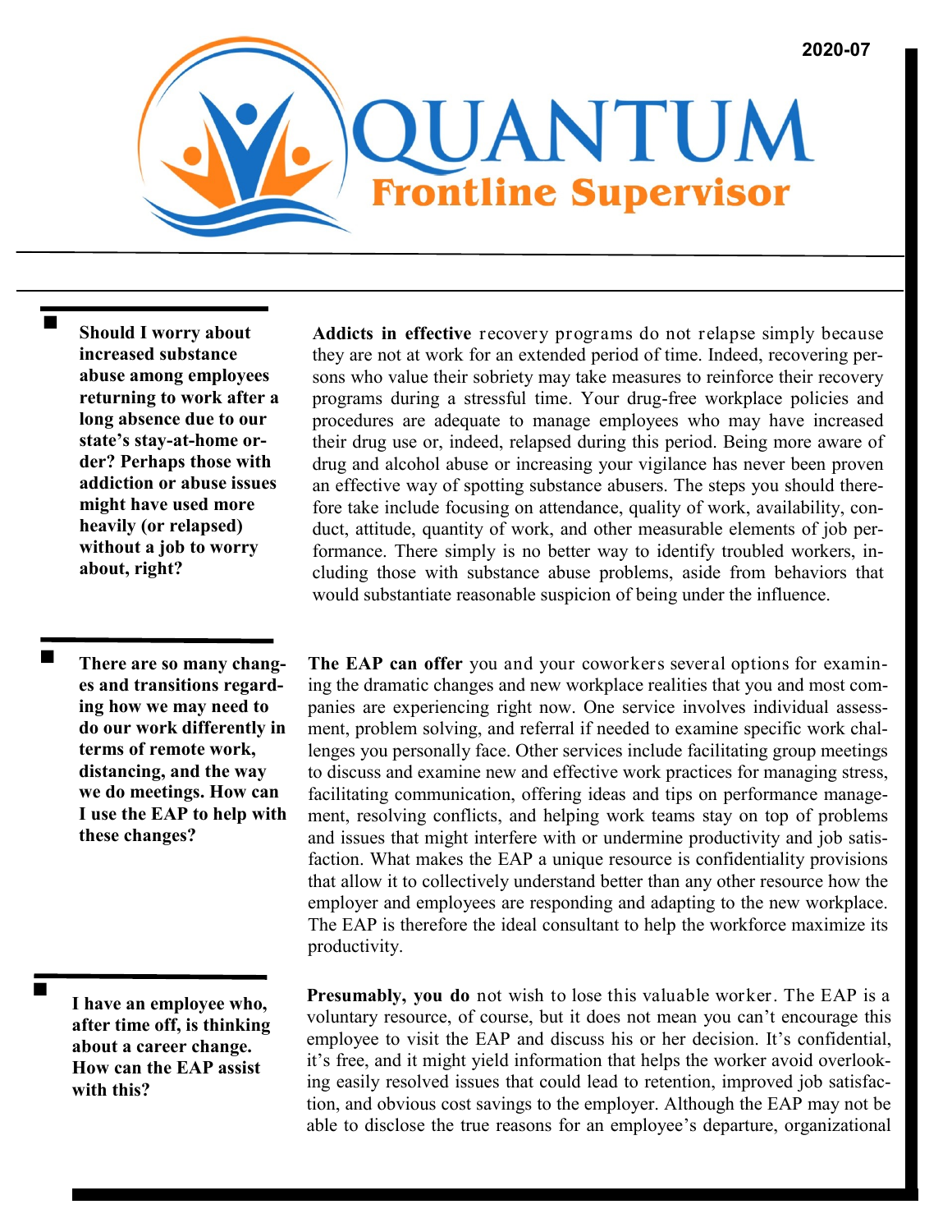2020-07

# QUANTUM Frontline Supervisor

**Should I worry about increased substance abuse among employees returning to work after a long absence due to our state's stay-at-home order? Perhaps those with addiction or abuse issues might have used more heavily (or relapsed) without a job to worry about, right?**

**Addicts in effective** recovery programs do not relapse simply because they are not at work for an extended period of time. Indeed, recovering persons who value their sobriety may take measures to reinforce their recovery programs during a stressful time. Your drug-free workplace policies and procedures are adequate to manage employees who may have increased their drug use or, indeed, relapsed during this period. Being more aware of drug and alcohol abuse or increasing your vigilance has never been proven an effective way of spotting substance abusers. The steps you should therefore take include focusing on attendance, quality of work, availability, conduct, attitude, quantity of work, and other measurable elements of job performance. There simply is no better way to identify troubled workers, including those with substance abuse problems, aside from behaviors that would substantiate reasonable suspicion of being under the influence.

**There are so many changes and transitions regarding how we may need to do our work differently in terms of remote work, distancing, and the way we do meetings. How can I use the EAP to help with these changes?**

**The EAP can offer** you and your coworkers several options for examining the dramatic changes and new workplace realities that you and most companies are experiencing right now. One service involves individual assessment, problem solving, and referral if needed to examine specific work challenges you personally face. Other services include facilitating group meetings to discuss and examine new and effective work practices for managing stress, facilitating communication, offering ideas and tips on performance management, resolving conflicts, and helping work teams stay on top of problems and issues that might interfere with or undermine productivity and job satisfaction. What makes the EAP a unique resource is confidentiality provisions that allow it to collectively understand better than any other resource how the employer and employees are responding and adapting to the new workplace. The EAP is therefore the ideal consultant to help the workforce maximize its productivity.

**I have an employee who, after time off, is thinking about a career change. How can the EAP assist with this?**

**Presumably, you do** not wish to lose this valuable worker. The EAP is a voluntary resource, of course, but it does not mean you can't encourage this employee to visit the EAP and discuss his or her decision. It's confidential, it's free, and it might yield information that helps the worker avoid overlooking easily resolved issues that could lead to retention, improved job satisfaction, and obvious cost savings to the employer. Although the EAP may not be able to disclose the true reasons for an employee's departure, organizational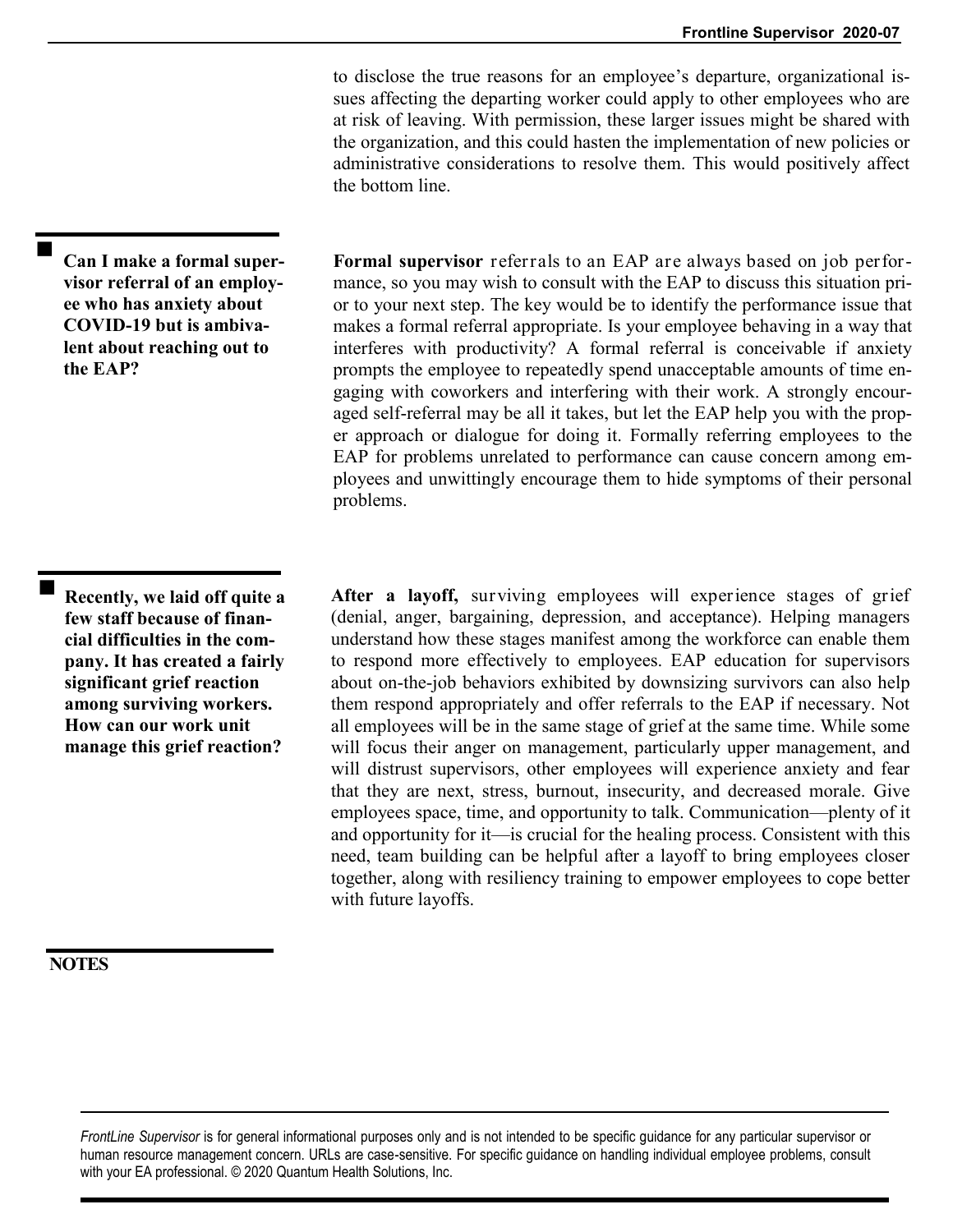to disclose the true reasons for an employee's departure, organizational issues affecting the departing worker could apply to other employees who are at risk of leaving. With permission, these larger issues might be shared with the organization, and this could hasten the implementation of new policies or administrative considerations to resolve them. This would positively affect the bottom line.

**Can I make a formal supervisor referral of an employee who has anxiety about COVID-19 but is ambivalent about reaching out to the EAP?**

**Formal supervisor** referrals to an EAP are always based on job performance, so you may wish to consult with the EAP to discuss this situation prior to your next step. The key would be to identify the performance issue that makes a formal referral appropriate. Is your employee behaving in a way that interferes with productivity? A formal referral is conceivable if anxiety prompts the employee to repeatedly spend unacceptable amounts of time engaging with coworkers and interfering with their work. A strongly encouraged self-referral may be all it takes, but let the EAP help you with the proper approach or dialogue for doing it. Formally referring employees to the EAP for problems unrelated to performance can cause concern among employees and unwittingly encourage them to hide symptoms of their personal problems.

**Recently, we laid off quite a few staff because of financial difficulties in the company. It has created a fairly significant grief reaction among surviving workers. How can our work unit manage this grief reaction?**

**After a layoff,** surviving employees will experience stages of grief (denial, anger, bargaining, depression, and acceptance). Helping managers understand how these stages manifest among the workforce can enable them to respond more effectively to employees. EAP education for supervisors about on-the-job behaviors exhibited by downsizing survivors can also help them respond appropriately and offer referrals to the EAP if necessary. Not all employees will be in the same stage of grief at the same time. While some will focus their anger on management, particularly upper management, and will distrust supervisors, other employees will experience anxiety and fear that they are next, stress, burnout, insecurity, and decreased morale. Give employees space, time, and opportunity to talk. Communication—plenty of it and opportunity for it—is crucial for the healing process. Consistent with this need, team building can be helpful after a layoff to bring employees closer together, along with resiliency training to empower employees to cope better with future layoffs.

**NOTES**

*FrontLine Supervisor* is for general informational purposes only and is not intended to be specific guidance for any particular supervisor or human resource management concern. URLs are case-sensitive. For specific guidance on handling individual employee problems, consult with your EA professional. © 2020 Quantum Health Solutions, Inc.